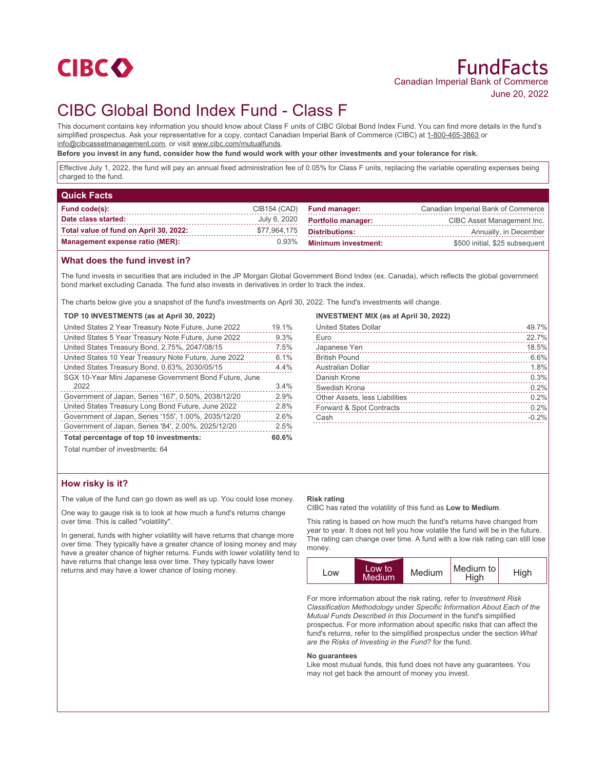CIBC

# FundFacts

Canadian Imperial Bank of Commerce

June 20, 2022

# CIBC Global Bond Index Fund - Class F

This document contains key information you should know about Class F units of CIBC Global Bond Index Fund. You can find more details in the fund's simplified prospectus. Ask your representative for a copy, contact Canadian Imperial Bank of Commerce (CIBC) at 1-800-465-3863 or info@cibcassetmanagement.com, or visit www.cibc.com/mutualfunds.

**Before you invest in any fund, consider how the fund would work with your other investments and your tolerance for risk.**

Effective July 1, 2022, the fund will pay an annual fixed administration fee of 0.05% for Class F units, replacing the variable operating expenses being charged to the fund.

## Quick Facts

| | | | |
|---|---|---|---|
| **Fund code(s):** | CIB154 (CAD) | **Fund manager:** | Canadian Imperial Bank of Commerce |
| **Date class started:** | July 6, 2020 | **Portfolio manager:** | CIBC Asset Management Inc. |
| **Total value of fund on April 30, 2022:** | $77,964,175 | **Distributions:** | Annually, in December |
| **Management expense ratio (MER):** | 0.93% | **Minimum investment:** | $500 initial, $25 subsequent |

## What does the fund invest in?

The fund invests in securities that are included in the JP Morgan Global Government Bond Index (ex. Canada), which reflects the global government bond market excluding Canada. The fund also invests in derivatives in order to track the index.

The charts below give you a snapshot of the fund's investments on April 30, 2022. The fund's investments will change.

**TOP 10 INVESTMENTS (as at April 30, 2022)**

| | |
|---|---|
| United States 2 Year Treasury Note Future, June 2022 | 19.1% |
| United States 5 Year Treasury Note Future, June 2022 | 9.3% |
| United States Treasury Bond, 2.75%, 2047/08/15 | 7.5% |
| United States 10 Year Treasury Note Future, June 2022 | 6.1% |
| United States Treasury Bond, 0.63%, 2030/05/15 | 4.4% |
| SGX 10-Year Mini Japanese Government Bond Future, June 2022 | 3.4% |
| Government of Japan, Series '167', 0.50%, 2038/12/20 | 2.9% |
| United States Treasury Long Bond Future, June 2022 | 2.8% |
| Government of Japan, Series '155', 1.00%, 2035/12/20 | 2.6% |
| Government of Japan, Series '84', 2.00%, 2025/12/20 | 2.5% |
| **Total percentage of top 10 investments:** | **60.6%** |

Total number of investments: 64

**INVESTMENT MIX (as at April 30, 2022)**

| | |
|---|---|
| United States Dollar | 49.7% |
| Euro | 22.7% |
| Japanese Yen | 18.5% |
| British Pound | 6.6% |
| Australian Dollar | 1.8% |
| Danish Krone | 0.3% |
| Swedish Krona | 0.2% |
| Other Assets, less Liabilities | 0.2% |
| Forward & Spot Contracts | 0.2% |
| Cash | -0.2% |

## How risky is it?

The value of the fund can go down as well as up. You could lose money.

One way to gauge risk is to look at how much a fund's returns change over time. This is called "volatility".

In general, funds with higher volatility will have returns that change more over time. They typically have a greater chance of losing money and may have a greater chance of higher returns. Funds with lower volatility tend to have returns that change less over time. They typically have lower returns and may have a lower chance of losing money.

**Risk rating**

CIBC has rated the volatility of this fund as **Low to Medium**.

This rating is based on how much the fund's returns have changed from year to year. It does not tell you how volatile the fund will be in the future. The rating can change over time. A fund with a low risk rating can still lose money.

| Low | Low to Medium | Medium | Medium to High | High |
|---|---|---|---|---|

For more information about the risk rating, refer to *Investment Risk Classification Methodology* under *Specific Information About Each of the Mutual Funds Described in this Document* in the fund's simplified prospectus. For more information about specific risks that can affect the fund's returns, refer to the simplified prospectus under the section *What are the Risks of Investing in the Fund?* for the fund.

**No guarantees**

Like most mutual funds, this fund does not have any guarantees. You may not get back the amount of money you invest.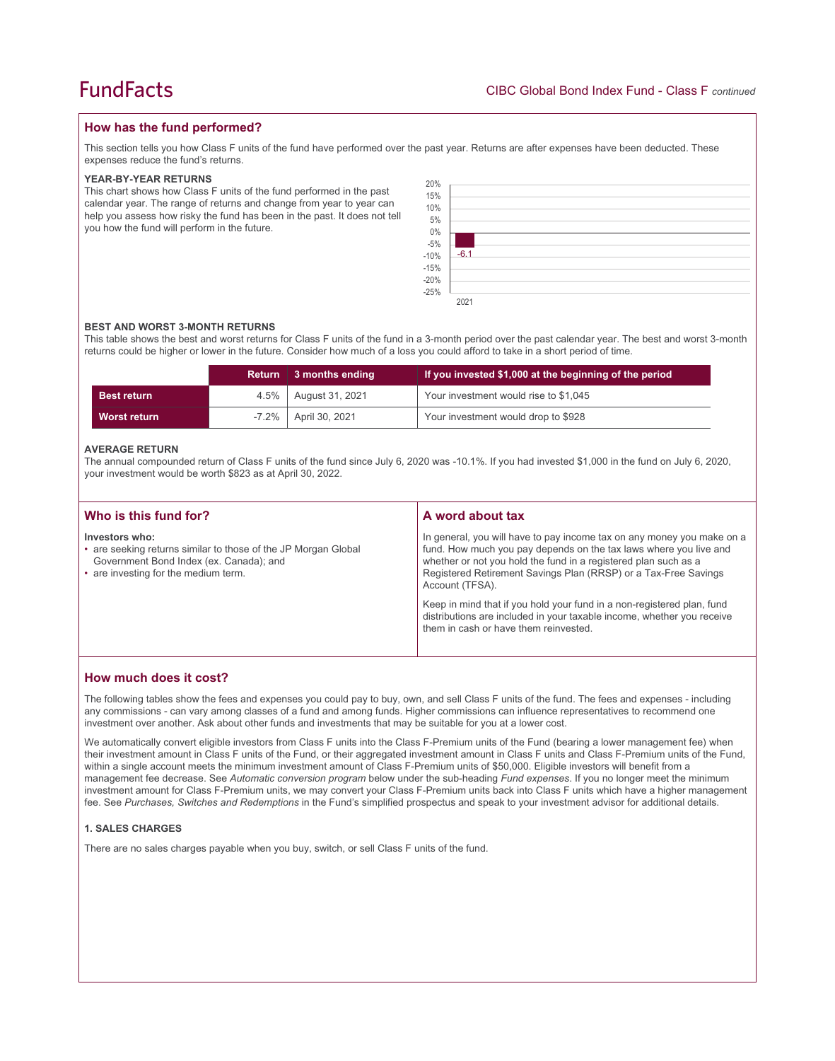## How has the fund performed?

This section tells you how Class F units of the fund have performed over the past year. Returns are after expenses have been deducted. These expenses reduce the fund's returns.

### YEAR-BY-YEAR RETURNS

This chart shows how Class F units of the fund performed in the past calendar year. The range of returns and change from year to year can help you assess how risky the fund has been in the past. It does not tell you how the fund will perform in the future.

20%
15%
10%
5%
0%
-5%
-10%
-15%
-20%
-25%
-6.1
2021

### BEST AND WORST 3-MONTH RETURNS

This table shows the best and worst returns for Class F units of the fund in a 3-month period over the past calendar year. The best and worst 3-month returns could be higher or lower in the future. Consider how much of a loss you could afford to take in a short period of time.

| | Return | 3 months ending | If you invested $1,000 at the beginning of the period |
|---|---|---|---|
| **Best return** | 4.5% | August 31, 2021 | Your investment would rise to $1,045 |
| **Worst return** | -7.2% | April 30, 2021 | Your investment would drop to $928 |

### AVERAGE RETURN

The annual compounded return of Class F units of the fund since July 6, 2020 was -10.1%. If you had invested $1,000 in the fund on July 6, 2020, your investment would be worth $823 as at April 30, 2022.

## Who is this fund for?

**Investors who:**

- are seeking returns similar to those of the JP Morgan Global Government Bond Index (ex. Canada); and
- are investing for the medium term.

## A word about tax

In general, you will have to pay income tax on any money you make on a fund. How much you pay depends on the tax laws where you live and whether or not you hold the fund in a registered plan such as a Registered Retirement Savings Plan (RRSP) or a Tax-Free Savings Account (TFSA).

Keep in mind that if you hold your fund in a non-registered plan, fund distributions are included in your taxable income, whether you receive them in cash or have them reinvested.

## How much does it cost?

The following tables show the fees and expenses you could pay to buy, own, and sell Class F units of the fund. The fees and expenses - including any commissions - can vary among classes of a fund and among funds. Higher commissions can influence representatives to recommend one investment over another. Ask about other funds and investments that may be suitable for you at a lower cost.

We automatically convert eligible investors from Class F units into the Class F-Premium units of the Fund (bearing a lower management fee) when their investment amount in Class F units of the Fund, or their aggregated investment amount in Class F units and Class F-Premium units of the Fund, within a single account meets the minimum investment amount of Class F-Premium units of $50,000. Eligible investors will benefit from a management fee decrease. See *Automatic conversion program* below under the sub-heading *Fund expenses*. If you no longer meet the minimum investment amount for Class F-Premium units, we may convert your Class F-Premium units back into Class F units which have a higher management fee. See *Purchases, Switches and Redemptions* in the Fund's simplified prospectus and speak to your investment advisor for additional details.

### 1. SALES CHARGES

There are no sales charges payable when you buy, switch, or sell Class F units of the fund.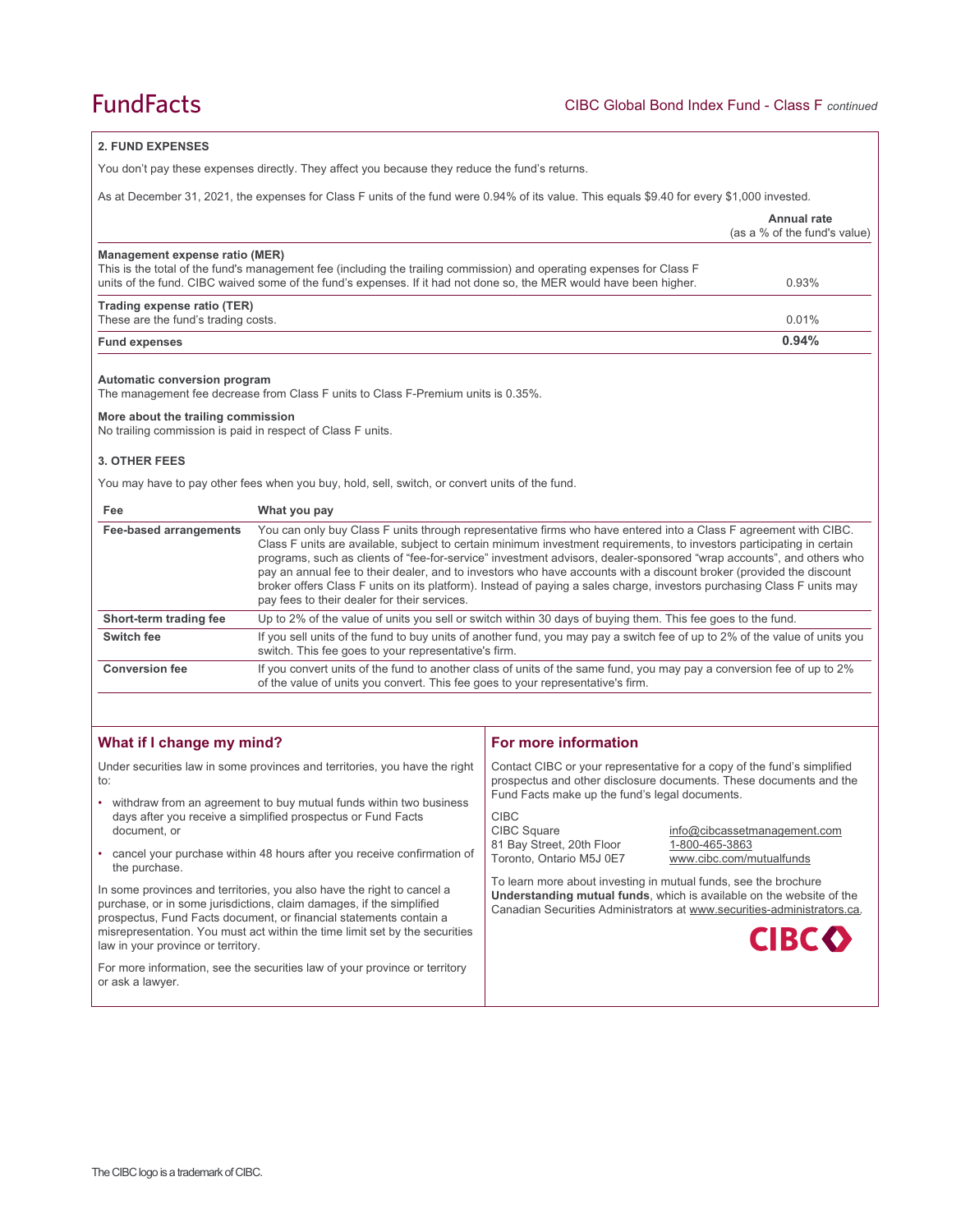## 2. FUND EXPENSES

You don't pay these expenses directly. They affect you because they reduce the fund's returns.

As at December 31, 2021, the expenses for Class F units of the fund were 0.94% of its value. This equals $9.40 for every $1,000 invested.

| | Annual rate (as a % of the fund's value) |
|---|---|
| **Management expense ratio (MER)** This is the total of the fund's management fee (including the trailing commission) and operating expenses for Class F units of the fund. CIBC waived some of the fund's expenses. If it had not done so, the MER would have been higher. | 0.93% |
| **Trading expense ratio (TER)** These are the fund's trading costs. | 0.01% |
| **Fund expenses** | **0.94%** |

**Automatic conversion program**
The management fee decrease from Class F units to Class F-Premium units is 0.35%.

**More about the trailing commission**
No trailing commission is paid in respect of Class F units.

## 3. OTHER FEES

You may have to pay other fees when you buy, hold, sell, switch, or convert units of the fund.

| Fee | What you pay |
|---|---|
| **Fee-based arrangements** | You can only buy Class F units through representative firms who have entered into a Class F agreement with CIBC. Class F units are available, subject to certain minimum investment requirements, to investors participating in certain programs, such as clients of "fee-for-service" investment advisors, dealer-sponsored "wrap accounts", and others who pay an annual fee to their dealer, and to investors who have accounts with a discount broker (provided the discount broker offers Class F units on its platform). Instead of paying a sales charge, investors purchasing Class F units may pay fees to their dealer for their services. |
| **Short-term trading fee** | Up to 2% of the value of units you sell or switch within 30 days of buying them. This fee goes to the fund. |
| **Switch fee** | If you sell units of the fund to buy units of another fund, you may pay a switch fee of up to 2% of the value of units you switch. This fee goes to your representative's firm. |
| **Conversion fee** | If you convert units of the fund to another class of units of the same fund, you may pay a conversion fee of up to 2% of the value of units you convert. This fee goes to your representative's firm. |

## What if I change my mind?

Under securities law in some provinces and territories, you have the right to:

- withdraw from an agreement to buy mutual funds within two business days after you receive a simplified prospectus or Fund Facts document, or
- cancel your purchase within 48 hours after you receive confirmation of the purchase.

In some provinces and territories, you also have the right to cancel a purchase, or in some jurisdictions, claim damages, if the simplified prospectus, Fund Facts document, or financial statements contain a misrepresentation. You must act within the time limit set by the securities law in your province or territory.

For more information, see the securities law of your province or territory or ask a lawyer.

## For more information

Contact CIBC or your representative for a copy of the fund's simplified prospectus and other disclosure documents. These documents and the Fund Facts make up the fund's legal documents.

CIBC
CIBC Square
81 Bay Street, 20th Floor
Toronto, Ontario M5J 0E7

info@cibcassetmanagement.com
1-800-465-3863
www.cibc.com/mutualfunds

To learn more about investing in mutual funds, see the brochure **Understanding mutual funds**, which is available on the website of the Canadian Securities Administrators at www.securities-administrators.ca.

The CIBC logo is a trademark of CIBC.